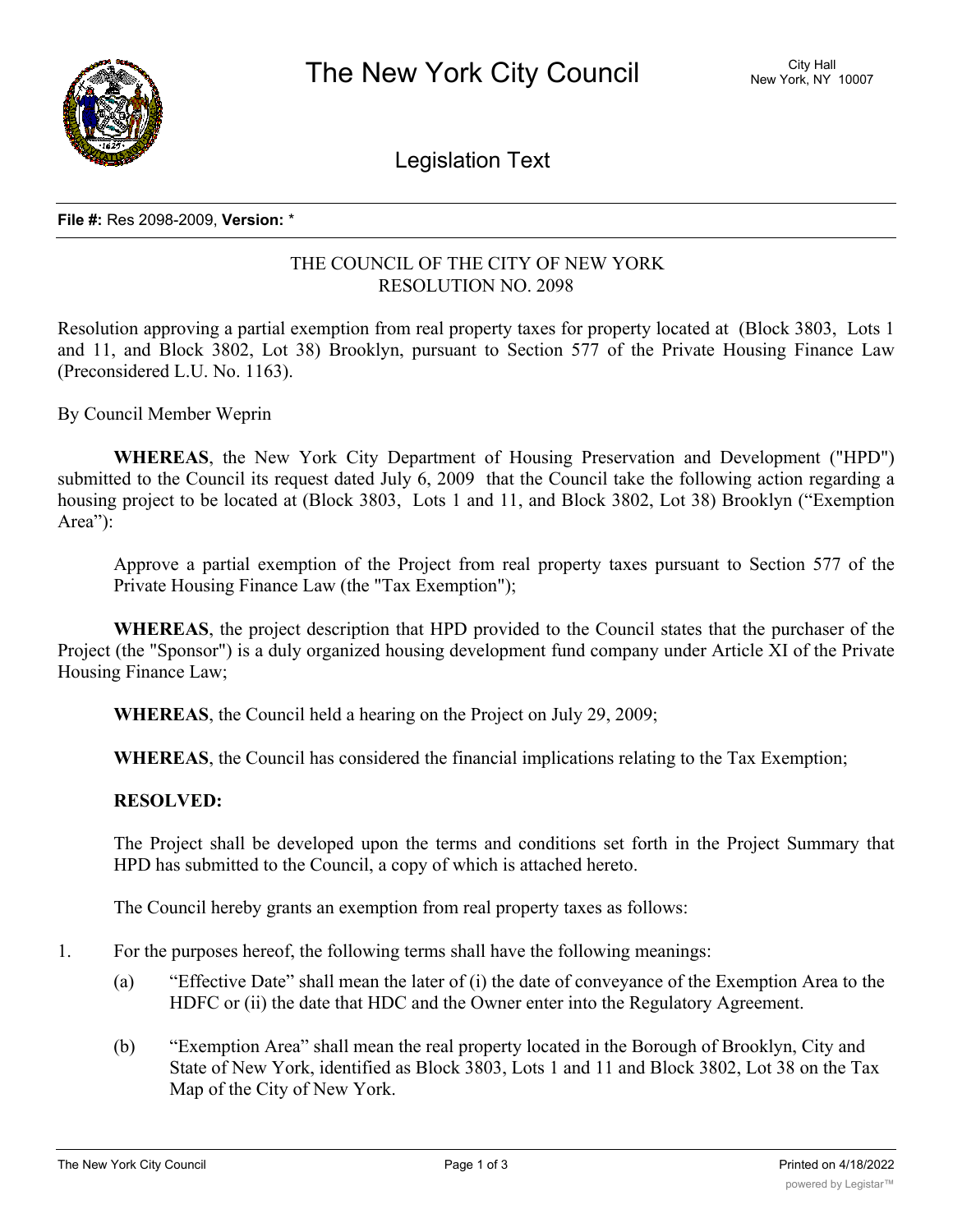**File #:** Res 2098-2009, **Version:** *

THE COUNCIL OF THE CITY OF NEW YORK
RESOLUTION NO. 2098

Resolution approving a partial exemption from real property taxes for property located at (Block 3803, Lots 1 and 11, and Block 3802, Lot 38) Brooklyn, pursuant to Section 577 of the Private Housing Finance Law (Preconsidered L.U. No. 1163).

By Council Member Weprin

**WHEREAS**, the New York City Department of Housing Preservation and Development ("HPD") submitted to the Council its request dated July 6, 2009 that the Council take the following action regarding a housing project to be located at (Block 3803, Lots 1 and 11, and Block 3802, Lot 38) Brooklyn ("Exemption Area"):

Approve a partial exemption of the Project from real property taxes pursuant to Section 577 of the Private Housing Finance Law (the "Tax Exemption");

**WHEREAS**, the project description that HPD provided to the Council states that the purchaser of the Project (the "Sponsor") is a duly organized housing development fund company under Article XI of the Private Housing Finance Law;

**WHEREAS**, the Council held a hearing on the Project on July 29, 2009;

**WHEREAS**, the Council has considered the financial implications relating to the Tax Exemption;

**RESOLVED:**

The Project shall be developed upon the terms and conditions set forth in the Project Summary that HPD has submitted to the Council, a copy of which is attached hereto.

The Council hereby grants an exemption from real property taxes as follows:

1. For the purposes hereof, the following terms shall have the following meanings:
   (a) "Effective Date" shall mean the later of (i) the date of conveyance of the Exemption Area to the HDFC or (ii) the date that HDC and the Owner enter into the Regulatory Agreement.
   (b) "Exemption Area" shall mean the real property located in the Borough of Brooklyn, City and State of New York, identified as Block 3803, Lots 1 and 11 and Block 3802, Lot 38 on the Tax Map of the City of New York.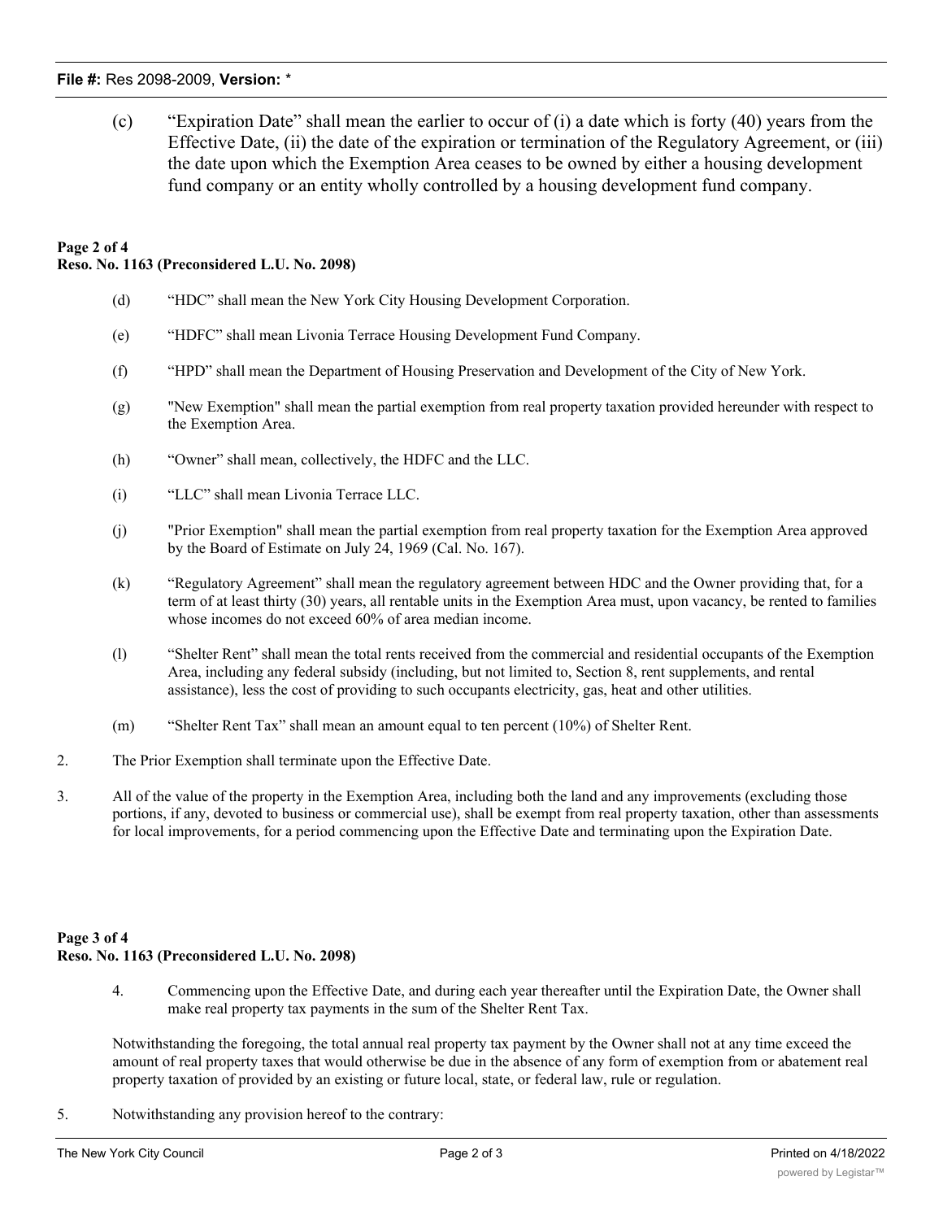(c) "Expiration Date" shall mean the earlier to occur of (i) a date which is forty (40) years from the Effective Date, (ii) the date of the expiration or termination of the Regulatory Agreement, or (iii) the date upon which the Exemption Area ceases to be owned by either a housing development fund company or an entity wholly controlled by a housing development fund company.

**Page 2 of 4**
**Reso. No. 1163 (Preconsidered L.U. No. 2098)**

(d) "HDC" shall mean the New York City Housing Development Corporation.

(e) "HDFC" shall mean Livonia Terrace Housing Development Fund Company.

(f) "HPD" shall mean the Department of Housing Preservation and Development of the City of New York.

(g) "New Exemption" shall mean the partial exemption from real property taxation provided hereunder with respect to the Exemption Area.

(h) "Owner" shall mean, collectively, the HDFC and the LLC.

(i) "LLC" shall mean Livonia Terrace LLC.

(j) "Prior Exemption" shall mean the partial exemption from real property taxation for the Exemption Area approved by the Board of Estimate on July 24, 1969 (Cal. No. 167).

(k) "Regulatory Agreement" shall mean the regulatory agreement between HDC and the Owner providing that, for a term of at least thirty (30) years, all rentable units in the Exemption Area must, upon vacancy, be rented to families whose incomes do not exceed 60% of area median income.

(l) "Shelter Rent" shall mean the total rents received from the commercial and residential occupants of the Exemption Area, including any federal subsidy (including, but not limited to, Section 8, rent supplements, and rental assistance), less the cost of providing to such occupants electricity, gas, heat and other utilities.

(m) "Shelter Rent Tax" shall mean an amount equal to ten percent (10%) of Shelter Rent.

2. The Prior Exemption shall terminate upon the Effective Date.

3. All of the value of the property in the Exemption Area, including both the land and any improvements (excluding those portions, if any, devoted to business or commercial use), shall be exempt from real property taxation, other than assessments for local improvements, for a period commencing upon the Effective Date and terminating upon the Expiration Date.

**Page 3 of 4**
**Reso. No. 1163 (Preconsidered L.U. No. 2098)**

4. Commencing upon the Effective Date, and during each year thereafter until the Expiration Date, the Owner shall make real property tax payments in the sum of the Shelter Rent Tax.

Notwithstanding the foregoing, the total annual real property tax payment by the Owner shall not at any time exceed the amount of real property taxes that would otherwise be due in the absence of any form of exemption from or abatement real property taxation of provided by an existing or future local, state, or federal law, rule or regulation.

5. Notwithstanding any provision hereof to the contrary: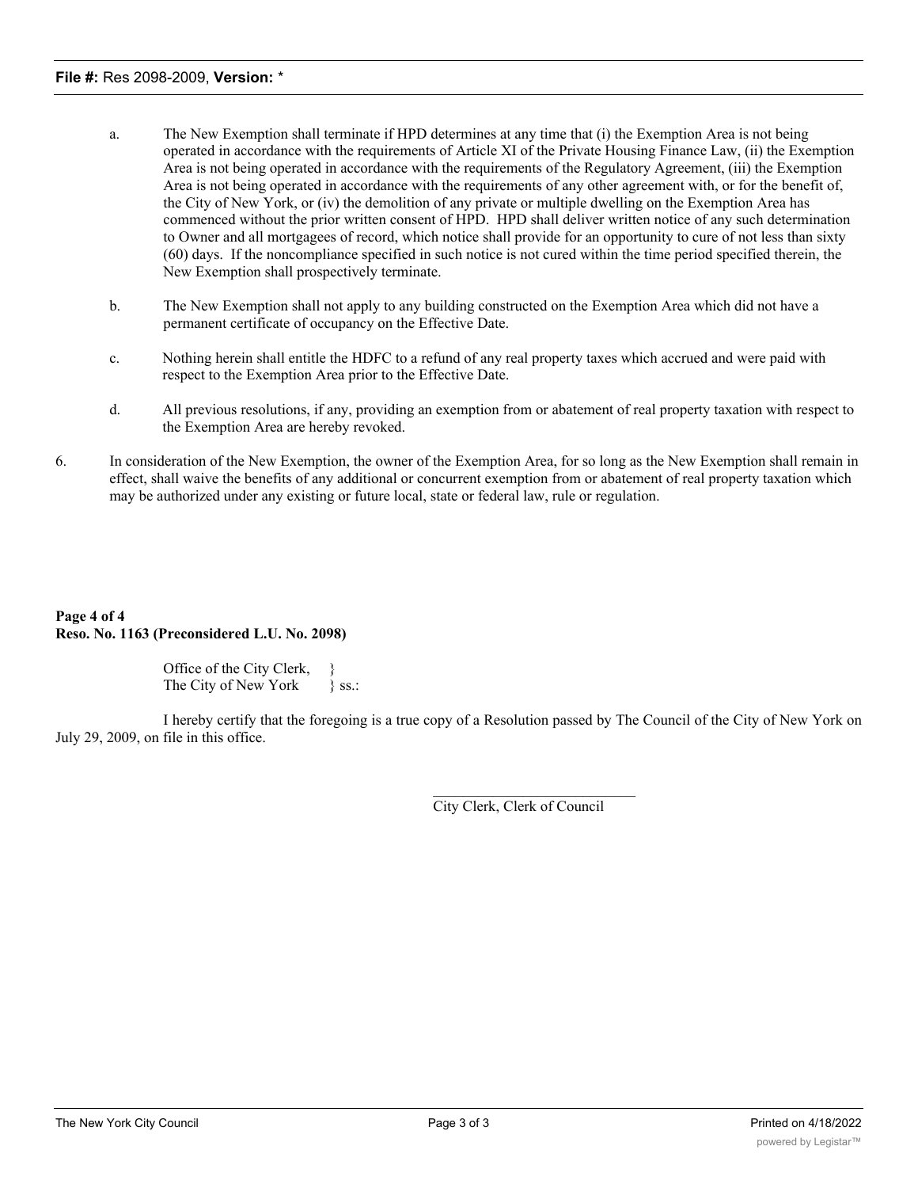a. The New Exemption shall terminate if HPD determines at any time that (i) the Exemption Area is not being operated in accordance with the requirements of Article XI of the Private Housing Finance Law, (ii) the Exemption Area is not being operated in accordance with the requirements of the Regulatory Agreement, (iii) the Exemption Area is not being operated in accordance with the requirements of any other agreement with, or for the benefit of, the City of New York, or (iv) the demolition of any private or multiple dwelling on the Exemption Area has commenced without the prior written consent of HPD. HPD shall deliver written notice of any such determination to Owner and all mortgagees of record, which notice shall provide for an opportunity to cure of not less than sixty (60) days. If the noncompliance specified in such notice is not cured within the time period specified therein, the New Exemption shall prospectively terminate.

b. The New Exemption shall not apply to any building constructed on the Exemption Area which did not have a permanent certificate of occupancy on the Effective Date.

c. Nothing herein shall entitle the HDFC to a refund of any real property taxes which accrued and were paid with respect to the Exemption Area prior to the Effective Date.

d. All previous resolutions, if any, providing an exemption from or abatement of real property taxation with respect to the Exemption Area are hereby revoked.

6. In consideration of the New Exemption, the owner of the Exemption Area, for so long as the New Exemption shall remain in effect, shall waive the benefits of any additional or concurrent exemption from or abatement of real property taxation which may be authorized under any existing or future local, state or federal law, rule or regulation.

**Page 4 of 4**
**Reso. No. 1163 (Preconsidered L.U. No. 2098)**

Office of the City Clerk, }
The City of New York } ss.:

I hereby certify that the foregoing is a true copy of a Resolution passed by The Council of the City of New York on July 29, 2009, on file in this office.

\_\_\_\_\_\_\_\_\_\_\_\_\_\_\_\_\_\_\_\_\_\_\_\_\_\_\_\_
City Clerk, Clerk of Council